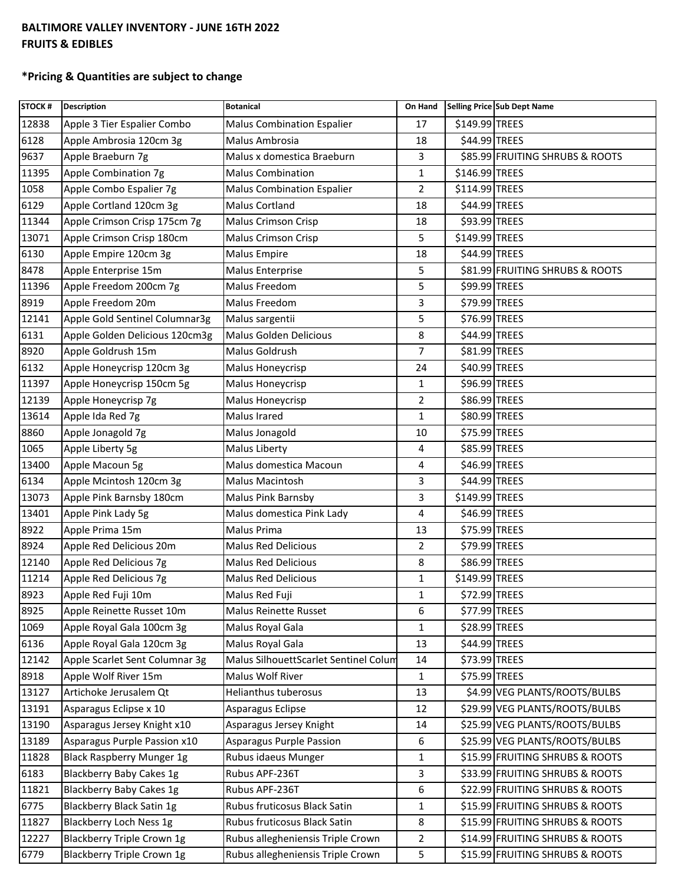**BALTIMORE VALLEY INVENTORY - JUNE 16TH 2022**
**FRUITS & EDIBLES**

***Pricing & Quantities are subject to change**

| STOCK # | Description | Botanical | On Hand | Selling Price | Sub Dept Name |
|---|---|---|---|---|---|
| 12838 | Apple 3 Tier Espalier Combo | Malus Combination Espalier | 17 | $149.99 | TREES |
| 6128 | Apple Ambrosia 120cm 3g | Malus Ambrosia | 18 | $44.99 | TREES |
| 9637 | Apple Braeburn 7g | Malus x domestica Braeburn | 3 | $85.99 | FRUITING SHRUBS & ROOTS |
| 11395 | Apple Combination 7g | Malus Combination | 1 | $146.99 | TREES |
| 1058 | Apple Combo Espalier 7g | Malus Combination Espalier | 2 | $114.99 | TREES |
| 6129 | Apple Cortland 120cm 3g | Malus Cortland | 18 | $44.99 | TREES |
| 11344 | Apple Crimson Crisp 175cm 7g | Malus Crimson Crisp | 18 | $93.99 | TREES |
| 13071 | Apple Crimson Crisp 180cm | Malus Crimson Crisp | 5 | $149.99 | TREES |
| 6130 | Apple Empire 120cm 3g | Malus Empire | 18 | $44.99 | TREES |
| 8478 | Apple Enterprise 15m | Malus Enterprise | 5 | $81.99 | FRUITING SHRUBS & ROOTS |
| 11396 | Apple Freedom 200cm 7g | Malus Freedom | 5 | $99.99 | TREES |
| 8919 | Apple Freedom 20m | Malus Freedom | 3 | $79.99 | TREES |
| 12141 | Apple Gold Sentinel Columnar3g | Malus sargentii | 5 | $76.99 | TREES |
| 6131 | Apple Golden Delicious 120cm3g | Malus Golden Delicious | 8 | $44.99 | TREES |
| 8920 | Apple Goldrush 15m | Malus Goldrush | 7 | $81.99 | TREES |
| 6132 | Apple Honeycrisp 120cm 3g | Malus Honeycrisp | 24 | $40.99 | TREES |
| 11397 | Apple Honeycrisp 150cm 5g | Malus Honeycrisp | 1 | $96.99 | TREES |
| 12139 | Apple Honeycrisp 7g | Malus Honeycrisp | 2 | $86.99 | TREES |
| 13614 | Apple Ida Red 7g | Malus Irared | 1 | $80.99 | TREES |
| 8860 | Apple Jonagold 7g | Malus Jonagold | 10 | $75.99 | TREES |
| 1065 | Apple Liberty 5g | Malus Liberty | 4 | $85.99 | TREES |
| 13400 | Apple Macoun 5g | Malus domestica Macoun | 4 | $46.99 | TREES |
| 6134 | Apple Mcintosh 120cm 3g | Malus Macintosh | 3 | $44.99 | TREES |
| 13073 | Apple Pink Barnsby 180cm | Malus Pink Barnsby | 3 | $149.99 | TREES |
| 13401 | Apple Pink Lady 5g | Malus domestica Pink Lady | 4 | $46.99 | TREES |
| 8922 | Apple Prima 15m | Malus Prima | 13 | $75.99 | TREES |
| 8924 | Apple Red Delicious 20m | Malus Red Delicious | 2 | $79.99 | TREES |
| 12140 | Apple Red Delicious 7g | Malus Red Delicious | 8 | $86.99 | TREES |
| 11214 | Apple Red Delicious 7g | Malus Red Delicious | 1 | $149.99 | TREES |
| 8923 | Apple Red Fuji 10m | Malus Red Fuji | 1 | $72.99 | TREES |
| 8925 | Apple Reinette Russet 10m | Malus Reinette Russet | 6 | $77.99 | TREES |
| 1069 | Apple Royal Gala 100cm 3g | Malus Royal Gala | 1 | $28.99 | TREES |
| 6136 | Apple Royal Gala 120cm 3g | Malus Royal Gala | 13 | $44.99 | TREES |
| 12142 | Apple Scarlet Sent Columnar 3g | Malus SilhouettScarlet Sentinel Colum | 14 | $73.99 | TREES |
| 8918 | Apple Wolf River 15m | Malus Wolf River | 1 | $75.99 | TREES |
| 13127 | Artichoke Jerusalem Qt | Helianthus tuberosus | 13 | $4.99 | VEG PLANTS/ROOTS/BULBS |
| 13191 | Asparagus Eclipse x 10 | Asparagus Eclipse | 12 | $29.99 | VEG PLANTS/ROOTS/BULBS |
| 13190 | Asparagus Jersey Knight x10 | Asparagus Jersey Knight | 14 | $25.99 | VEG PLANTS/ROOTS/BULBS |
| 13189 | Asparagus Purple Passion x10 | Asparagus Purple Passion | 6 | $25.99 | VEG PLANTS/ROOTS/BULBS |
| 11828 | Black Raspberry Munger 1g | Rubus idaeus Munger | 1 | $15.99 | FRUITING SHRUBS & ROOTS |
| 6183 | Blackberry Baby Cakes 1g | Rubus APF-236T | 3 | $33.99 | FRUITING SHRUBS & ROOTS |
| 11821 | Blackberry Baby Cakes 1g | Rubus APF-236T | 6 | $22.99 | FRUITING SHRUBS & ROOTS |
| 6775 | Blackberry Black Satin 1g | Rubus fruticosus Black Satin | 1 | $15.99 | FRUITING SHRUBS & ROOTS |
| 11827 | Blackberry Loch Ness 1g | Rubus fruticosus Black Satin | 8 | $15.99 | FRUITING SHRUBS & ROOTS |
| 12227 | Blackberry Triple Crown 1g | Rubus allegheniensis Triple Crown | 2 | $14.99 | FRUITING SHRUBS & ROOTS |
| 6779 | Blackberry Triple Crown 1g | Rubus allegheniensis Triple Crown | 5 | $15.99 | FRUITING SHRUBS & ROOTS |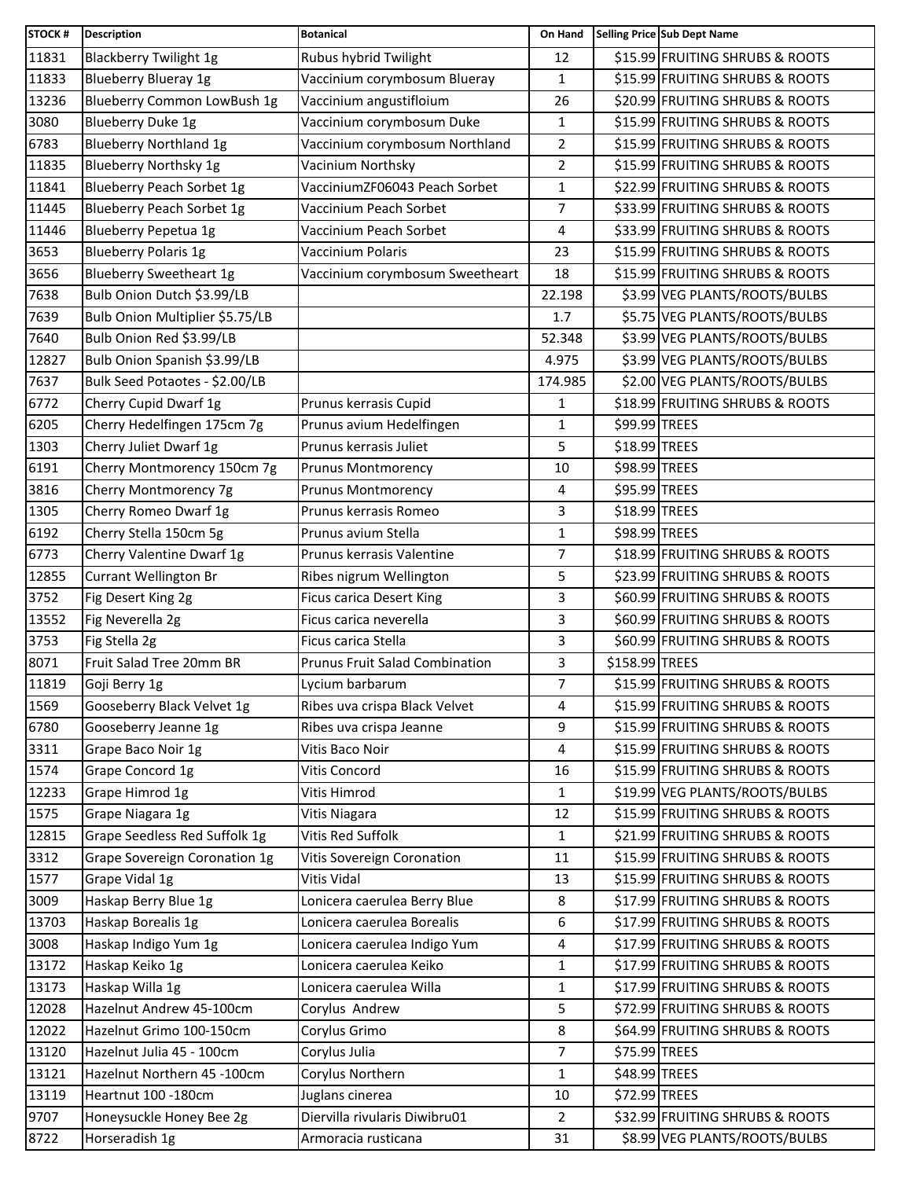| STOCK # | Description | Botanical | On Hand | Selling Price | Sub Dept Name |
|---|---|---|---|---|---|
| 11831 | Blackberry Twilight 1g | Rubus hybrid Twilight | 12 | $15.99 | FRUITING SHRUBS & ROOTS |
| 11833 | Blueberry Blueray 1g | Vaccinium corymbosum Blueray | 1 | $15.99 | FRUITING SHRUBS & ROOTS |
| 13236 | Blueberry Common LowBush 1g | Vaccinium angustifloium | 26 | $20.99 | FRUITING SHRUBS & ROOTS |
| 3080 | Blueberry Duke 1g | Vaccinium corymbosum Duke | 1 | $15.99 | FRUITING SHRUBS & ROOTS |
| 6783 | Blueberry Northland 1g | Vaccinium corymbosum Northland | 2 | $15.99 | FRUITING SHRUBS & ROOTS |
| 11835 | Blueberry Northsky 1g | Vacinium Northsky | 2 | $15.99 | FRUITING SHRUBS & ROOTS |
| 11841 | Blueberry Peach Sorbet 1g | VacciniumZF06043 Peach Sorbet | 1 | $22.99 | FRUITING SHRUBS & ROOTS |
| 11445 | Blueberry Peach Sorbet 1g | Vaccinium Peach Sorbet | 7 | $33.99 | FRUITING SHRUBS & ROOTS |
| 11446 | Blueberry Pepetua 1g | Vaccinium Peach Sorbet | 4 | $33.99 | FRUITING SHRUBS & ROOTS |
| 3653 | Blueberry Polaris 1g | Vaccinium Polaris | 23 | $15.99 | FRUITING SHRUBS & ROOTS |
| 3656 | Blueberry Sweetheart 1g | Vaccinium corymbosum Sweetheart | 18 | $15.99 | FRUITING SHRUBS & ROOTS |
| 7638 | Bulb Onion Dutch $3.99/LB | | 22.198 | $3.99 | VEG PLANTS/ROOTS/BULBS |
| 7639 | Bulb Onion Multiplier $5.75/LB | | 1.7 | $5.75 | VEG PLANTS/ROOTS/BULBS |
| 7640 | Bulb Onion Red $3.99/LB | | 52.348 | $3.99 | VEG PLANTS/ROOTS/BULBS |
| 12827 | Bulb Onion Spanish $3.99/LB | | 4.975 | $3.99 | VEG PLANTS/ROOTS/BULBS |
| 7637 | Bulk Seed Potaotes - $2.00/LB | | 174.985 | $2.00 | VEG PLANTS/ROOTS/BULBS |
| 6772 | Cherry Cupid Dwarf 1g | Prunus kerrasis Cupid | 1 | $18.99 | FRUITING SHRUBS & ROOTS |
| 6205 | Cherry Hedelfingen 175cm 7g | Prunus avium Hedelfingen | 1 | $99.99 | TREES |
| 1303 | Cherry Juliet Dwarf 1g | Prunus kerrasis Juliet | 5 | $18.99 | TREES |
| 6191 | Cherry Montmorency 150cm 7g | Prunus Montmorency | 10 | $98.99 | TREES |
| 3816 | Cherry Montmorency 7g | Prunus Montmorency | 4 | $95.99 | TREES |
| 1305 | Cherry Romeo Dwarf 1g | Prunus kerrasis Romeo | 3 | $18.99 | TREES |
| 6192 | Cherry Stella 150cm 5g | Prunus avium Stella | 1 | $98.99 | TREES |
| 6773 | Cherry Valentine Dwarf 1g | Prunus kerrasis Valentine | 7 | $18.99 | FRUITING SHRUBS & ROOTS |
| 12855 | Currant Wellington Br | Ribes nigrum Wellington | 5 | $23.99 | FRUITING SHRUBS & ROOTS |
| 3752 | Fig Desert King 2g | Ficus carica Desert King | 3 | $60.99 | FRUITING SHRUBS & ROOTS |
| 13552 | Fig Neverella 2g | Ficus carica neverella | 3 | $60.99 | FRUITING SHRUBS & ROOTS |
| 3753 | Fig Stella 2g | Ficus carica Stella | 3 | $60.99 | FRUITING SHRUBS & ROOTS |
| 8071 | Fruit Salad Tree 20mm BR | Prunus Fruit Salad Combination | 3 | $158.99 | TREES |
| 11819 | Goji Berry 1g | Lycium barbarum | 7 | $15.99 | FRUITING SHRUBS & ROOTS |
| 1569 | Gooseberry Black Velvet 1g | Ribes uva crispa Black Velvet | 4 | $15.99 | FRUITING SHRUBS & ROOTS |
| 6780 | Gooseberry Jeanne 1g | Ribes uva crispa Jeanne | 9 | $15.99 | FRUITING SHRUBS & ROOTS |
| 3311 | Grape Baco Noir 1g | Vitis Baco Noir | 4 | $15.99 | FRUITING SHRUBS & ROOTS |
| 1574 | Grape Concord 1g | Vitis Concord | 16 | $15.99 | FRUITING SHRUBS & ROOTS |
| 12233 | Grape Himrod 1g | Vitis Himrod | 1 | $19.99 | VEG PLANTS/ROOTS/BULBS |
| 1575 | Grape Niagara 1g | Vitis Niagara | 12 | $15.99 | FRUITING SHRUBS & ROOTS |
| 12815 | Grape Seedless Red Suffolk 1g | Vitis Red Suffolk | 1 | $21.99 | FRUITING SHRUBS & ROOTS |
| 3312 | Grape Sovereign Coronation 1g | Vitis Sovereign Coronation | 11 | $15.99 | FRUITING SHRUBS & ROOTS |
| 1577 | Grape Vidal 1g | Vitis Vidal | 13 | $15.99 | FRUITING SHRUBS & ROOTS |
| 3009 | Haskap Berry Blue 1g | Lonicera caerulea Berry Blue | 8 | $17.99 | FRUITING SHRUBS & ROOTS |
| 13703 | Haskap Borealis 1g | Lonicera caerulea Borealis | 6 | $17.99 | FRUITING SHRUBS & ROOTS |
| 3008 | Haskap Indigo Yum 1g | Lonicera caerulea Indigo Yum | 4 | $17.99 | FRUITING SHRUBS & ROOTS |
| 13172 | Haskap Keiko 1g | Lonicera caerulea Keiko | 1 | $17.99 | FRUITING SHRUBS & ROOTS |
| 13173 | Haskap Willa 1g | Lonicera caerulea Willa | 1 | $17.99 | FRUITING SHRUBS & ROOTS |
| 12028 | Hazelnut Andrew 45-100cm | Corylus Andrew | 5 | $72.99 | FRUITING SHRUBS & ROOTS |
| 12022 | Hazelnut Grimo 100-150cm | Corylus Grimo | 8 | $64.99 | FRUITING SHRUBS & ROOTS |
| 13120 | Hazelnut Julia 45 - 100cm | Corylus Julia | 7 | $75.99 | TREES |
| 13121 | Hazelnut Northern 45 -100cm | Corylus Northern | 1 | $48.99 | TREES |
| 13119 | Heartnut 100 -180cm | Juglans cinerea | 10 | $72.99 | TREES |
| 9707 | Honeysuckle Honey Bee 2g | Diervilla rivularis Diwibru01 | 2 | $32.99 | FRUITING SHRUBS & ROOTS |
| 8722 | Horseradish 1g | Armoracia rusticana | 31 | $8.99 | VEG PLANTS/ROOTS/BULBS |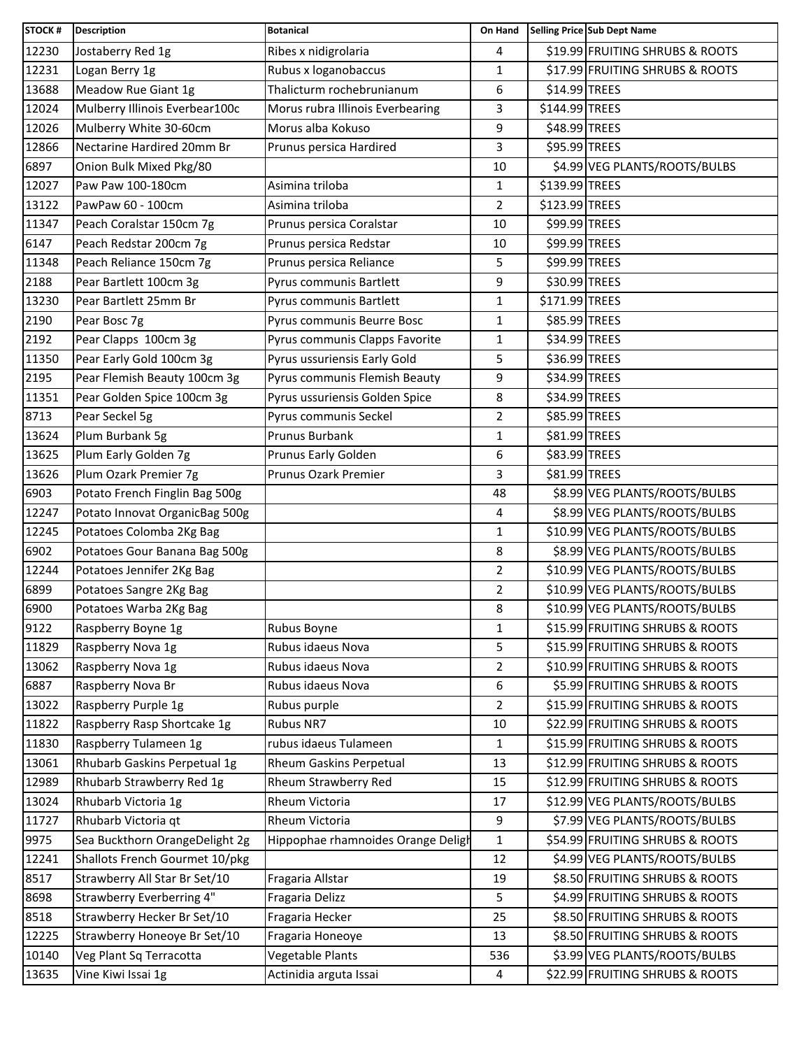| STOCK # | Description | Botanical | On Hand | Selling Price | Sub Dept Name |
|---|---|---|---|---|---|
| 12230 | Jostaberry Red 1g | Ribes x nidigrolaria | 4 | $19.99 | FRUITING SHRUBS & ROOTS |
| 12231 | Logan Berry 1g | Rubus x loganobaccus | 1 | $17.99 | FRUITING SHRUBS & ROOTS |
| 13688 | Meadow Rue Giant 1g | Thalicturm rochebrunianum | 6 | $14.99 | TREES |
| 12024 | Mulberry Illinois Everbear100c | Morus rubra Illinois Everbearing | 3 | $144.99 | TREES |
| 12026 | Mulberry White 30-60cm | Morus alba Kokuso | 9 | $48.99 | TREES |
| 12866 | Nectarine Hardired 20mm Br | Prunus persica Hardired | 3 | $95.99 | TREES |
| 6897 | Onion Bulk Mixed Pkg/80 | | 10 | $4.99 | VEG PLANTS/ROOTS/BULBS |
| 12027 | Paw Paw 100-180cm | Asimina triloba | 1 | $139.99 | TREES |
| 13122 | PawPaw 60 - 100cm | Asimina triloba | 2 | $123.99 | TREES |
| 11347 | Peach Coralstar 150cm 7g | Prunus persica Coralstar | 10 | $99.99 | TREES |
| 6147 | Peach Redstar 200cm 7g | Prunus persica Redstar | 10 | $99.99 | TREES |
| 11348 | Peach Reliance 150cm 7g | Prunus persica Reliance | 5 | $99.99 | TREES |
| 2188 | Pear Bartlett 100cm 3g | Pyrus communis Bartlett | 9 | $30.99 | TREES |
| 13230 | Pear Bartlett 25mm Br | Pyrus communis Bartlett | 1 | $171.99 | TREES |
| 2190 | Pear Bosc 7g | Pyrus communis Beurre Bosc | 1 | $85.99 | TREES |
| 2192 | Pear Clapps 100cm 3g | Pyrus communis Clapps Favorite | 1 | $34.99 | TREES |
| 11350 | Pear Early Gold 100cm 3g | Pyrus ussuriensis Early Gold | 5 | $36.99 | TREES |
| 2195 | Pear Flemish Beauty 100cm 3g | Pyrus communis Flemish Beauty | 9 | $34.99 | TREES |
| 11351 | Pear Golden Spice 100cm 3g | Pyrus ussuriensis Golden Spice | 8 | $34.99 | TREES |
| 8713 | Pear Seckel 5g | Pyrus communis Seckel | 2 | $85.99 | TREES |
| 13624 | Plum Burbank 5g | Prunus Burbank | 1 | $81.99 | TREES |
| 13625 | Plum Early Golden 7g | Prunus Early Golden | 6 | $83.99 | TREES |
| 13626 | Plum Ozark Premier 7g | Prunus Ozark Premier | 3 | $81.99 | TREES |
| 6903 | Potato French Finglin Bag 500g | | 48 | $8.99 | VEG PLANTS/ROOTS/BULBS |
| 12247 | Potato Innovat OrganicBag 500g | | 4 | $8.99 | VEG PLANTS/ROOTS/BULBS |
| 12245 | Potatoes Colomba 2Kg Bag | | 1 | $10.99 | VEG PLANTS/ROOTS/BULBS |
| 6902 | Potatoes Gour Banana Bag 500g | | 8 | $8.99 | VEG PLANTS/ROOTS/BULBS |
| 12244 | Potatoes Jennifer 2Kg Bag | | 2 | $10.99 | VEG PLANTS/ROOTS/BULBS |
| 6899 | Potatoes Sangre 2Kg Bag | | 2 | $10.99 | VEG PLANTS/ROOTS/BULBS |
| 6900 | Potatoes Warba 2Kg Bag | | 8 | $10.99 | VEG PLANTS/ROOTS/BULBS |
| 9122 | Raspberry Boyne 1g | Rubus Boyne | 1 | $15.99 | FRUITING SHRUBS & ROOTS |
| 11829 | Raspberry Nova 1g | Rubus idaeus Nova | 5 | $15.99 | FRUITING SHRUBS & ROOTS |
| 13062 | Raspberry Nova 1g | Rubus idaeus Nova | 2 | $10.99 | FRUITING SHRUBS & ROOTS |
| 6887 | Raspberry Nova Br | Rubus idaeus Nova | 6 | $5.99 | FRUITING SHRUBS & ROOTS |
| 13022 | Raspberry Purple 1g | Rubus purple | 2 | $15.99 | FRUITING SHRUBS & ROOTS |
| 11822 | Raspberry Rasp Shortcake 1g | Rubus NR7 | 10 | $22.99 | FRUITING SHRUBS & ROOTS |
| 11830 | Raspberry Tulameen 1g | rubus idaeus Tulameen | 1 | $15.99 | FRUITING SHRUBS & ROOTS |
| 13061 | Rhubarb Gaskins Perpetual 1g | Rheum Gaskins Perpetual | 13 | $12.99 | FRUITING SHRUBS & ROOTS |
| 12989 | Rhubarb Strawberry Red 1g | Rheum Strawberry Red | 15 | $12.99 | FRUITING SHRUBS & ROOTS |
| 13024 | Rhubarb Victoria 1g | Rheum Victoria | 17 | $12.99 | VEG PLANTS/ROOTS/BULBS |
| 11727 | Rhubarb Victoria qt | Rheum Victoria | 9 | $7.99 | VEG PLANTS/ROOTS/BULBS |
| 9975 | Sea Buckthorn OrangeDelight 2g | Hippophae rhamnoides Orange Deligh | 1 | $54.99 | FRUITING SHRUBS & ROOTS |
| 12241 | Shallots French Gourmet 10/pkg | | 12 | $4.99 | VEG PLANTS/ROOTS/BULBS |
| 8517 | Strawberry All Star Br Set/10 | Fragaria Allstar | 19 | $8.50 | FRUITING SHRUBS & ROOTS |
| 8698 | Strawberry Everberring 4" | Fragaria Delizz | 5 | $4.99 | FRUITING SHRUBS & ROOTS |
| 8518 | Strawberry Hecker Br Set/10 | Fragaria Hecker | 25 | $8.50 | FRUITING SHRUBS & ROOTS |
| 12225 | Strawberry Honeoye Br Set/10 | Fragaria Honeoye | 13 | $8.50 | FRUITING SHRUBS & ROOTS |
| 10140 | Veg Plant Sq Terracotta | Vegetable Plants | 536 | $3.99 | VEG PLANTS/ROOTS/BULBS |
| 13635 | Vine Kiwi Issai 1g | Actinidia arguta Issai | 4 | $22.99 | FRUITING SHRUBS & ROOTS |